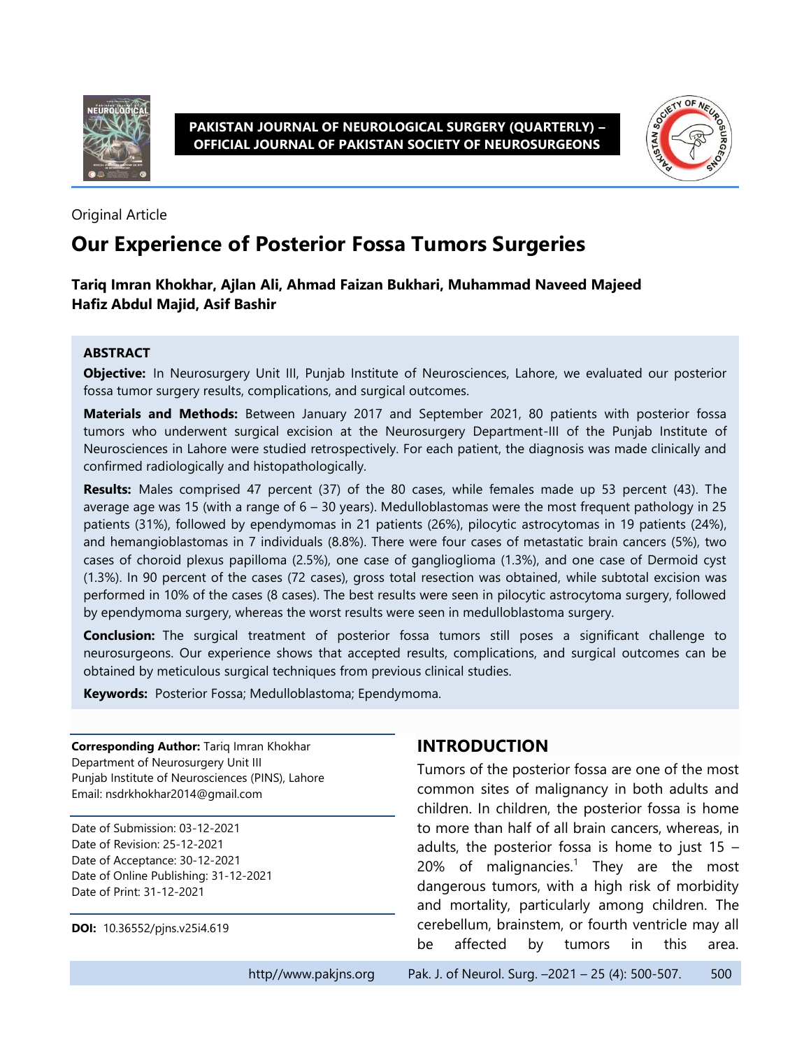Original Article

# Our Experience of Posterior Fossa Tumors Surgeries

**Tariq Imran Khokhar, Ajlan Ali, Ahmad Faizan Bukhari, Muhammad Naveed Majeed**
**Hafiz Abdul Majid, Asif Bashir**

## ABSTRACT

**Objective:** In Neurosurgery Unit III, Punjab Institute of Neurosciences, Lahore, we evaluated our posterior fossa tumor surgery results, complications, and surgical outcomes.

**Materials and Methods:** Between January 2017 and September 2021, 80 patients with posterior fossa tumors who underwent surgical excision at the Neurosurgery Department-III of the Punjab Institute of Neurosciences in Lahore were studied retrospectively. For each patient, the diagnosis was made clinically and confirmed radiologically and histopathologically.

**Results:** Males comprised 47 percent (37) of the 80 cases, while females made up 53 percent (43). The average age was 15 (with a range of 6 – 30 years). Medulloblastomas were the most frequent pathology in 25 patients (31%), followed by ependymomas in 21 patients (26%), pilocytic astrocytomas in 19 patients (24%), and hemangioblastomas in 7 individuals (8.8%). There were four cases of metastatic brain cancers (5%), two cases of choroid plexus papilloma (2.5%), one case of ganglioglioma (1.3%), and one case of Dermoid cyst (1.3%). In 90 percent of the cases (72 cases), gross total resection was obtained, while subtotal excision was performed in 10% of the cases (8 cases). The best results were seen in pilocytic astrocytoma surgery, followed by ependymoma surgery, whereas the worst results were seen in medulloblastoma surgery.

**Conclusion:** The surgical treatment of posterior fossa tumors still poses a significant challenge to neurosurgeons. Our experience shows that accepted results, complications, and surgical outcomes can be obtained by meticulous surgical techniques from previous clinical studies.

**Keywords:** Posterior Fossa; Medulloblastoma; Ependymoma.

**Corresponding Author:** Tariq Imran Khokhar
Department of Neurosurgery Unit III
Punjab Institute of Neurosciences (PINS), Lahore
Email: nsdrkhokhar2014@gmail.com

Date of Submission: 03-12-2021
Date of Revision: 25-12-2021
Date of Acceptance: 30-12-2021
Date of Online Publishing: 31-12-2021
Date of Print: 31-12-2021

**DOI:** 10.36552/pjns.v25i4.619

## INTRODUCTION

Tumors of the posterior fossa are one of the most common sites of malignancy in both adults and children. In children, the posterior fossa is home to more than half of all brain cancers, whereas, in adults, the posterior fossa is home to just 15 – 20% of malignancies.[1] They are the most dangerous tumors, with a high risk of morbidity and mortality, particularly among children. The cerebellum, brainstem, or fourth ventricle may all be affected by tumors in this area.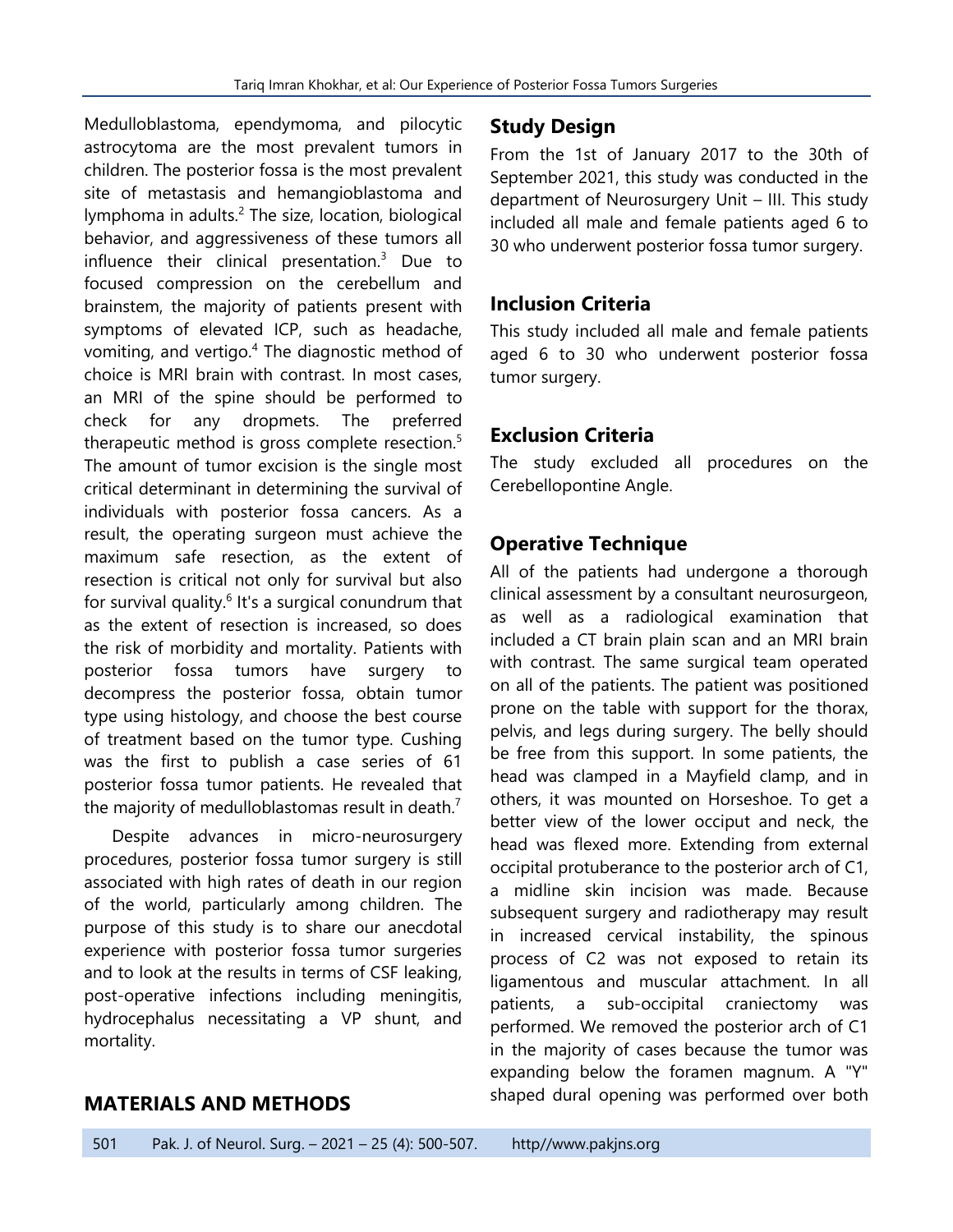Medulloblastoma, ependymoma, and pilocytic astrocytoma are the most prevalent tumors in children. The posterior fossa is the most prevalent site of metastasis and hemangioblastoma and lymphoma in adults.[2] The size, location, biological behavior, and aggressiveness of these tumors all influence their clinical presentation.[3] Due to focused compression on the cerebellum and brainstem, the majority of patients present with symptoms of elevated ICP, such as headache, vomiting, and vertigo.[4] The diagnostic method of choice is MRI brain with contrast. In most cases, an MRI of the spine should be performed to check for any dropmets. The preferred therapeutic method is gross complete resection.[5] The amount of tumor excision is the single most critical determinant in determining the survival of individuals with posterior fossa cancers. As a result, the operating surgeon must achieve the maximum safe resection, as the extent of resection is critical not only for survival but also for survival quality.[6] It's a surgical conundrum that as the extent of resection is increased, so does the risk of morbidity and mortality. Patients with posterior fossa tumors have surgery to decompress the posterior fossa, obtain tumor type using histology, and choose the best course of treatment based on the tumor type. Cushing was the first to publish a case series of 61 posterior fossa tumor patients. He revealed that the majority of medulloblastomas result in death.[7]

Despite advances in micro-neurosurgery procedures, posterior fossa tumor surgery is still associated with high rates of death in our region of the world, particularly among children. The purpose of this study is to share our anecdotal experience with posterior fossa tumor surgeries and to look at the results in terms of CSF leaking, post-operative infections including meningitis, hydrocephalus necessitating a VP shunt, and mortality.

## MATERIALS AND METHODS

### Study Design

From the 1st of January 2017 to the 30th of September 2021, this study was conducted in the department of Neurosurgery Unit – III. This study included all male and female patients aged 6 to 30 who underwent posterior fossa tumor surgery.

### Inclusion Criteria

This study included all male and female patients aged 6 to 30 who underwent posterior fossa tumor surgery.

### Exclusion Criteria

The study excluded all procedures on the Cerebellopontine Angle.

### Operative Technique

All of the patients had undergone a thorough clinical assessment by a consultant neurosurgeon, as well as a radiological examination that included a CT brain plain scan and an MRI brain with contrast. The same surgical team operated on all of the patients. The patient was positioned prone on the table with support for the thorax, pelvis, and legs during surgery. The belly should be free from this support. In some patients, the head was clamped in a Mayfield clamp, and in others, it was mounted on Horseshoe. To get a better view of the lower occiput and neck, the head was flexed more. Extending from external occipital protuberance to the posterior arch of C1, a midline skin incision was made. Because subsequent surgery and radiotherapy may result in increased cervical instability, the spinous process of C2 was not exposed to retain its ligamentous and muscular attachment. In all patients, a sub-occipital craniectomy was performed. We removed the posterior arch of C1 in the majority of cases because the tumor was expanding below the foramen magnum. A "Y" shaped dural opening was performed over both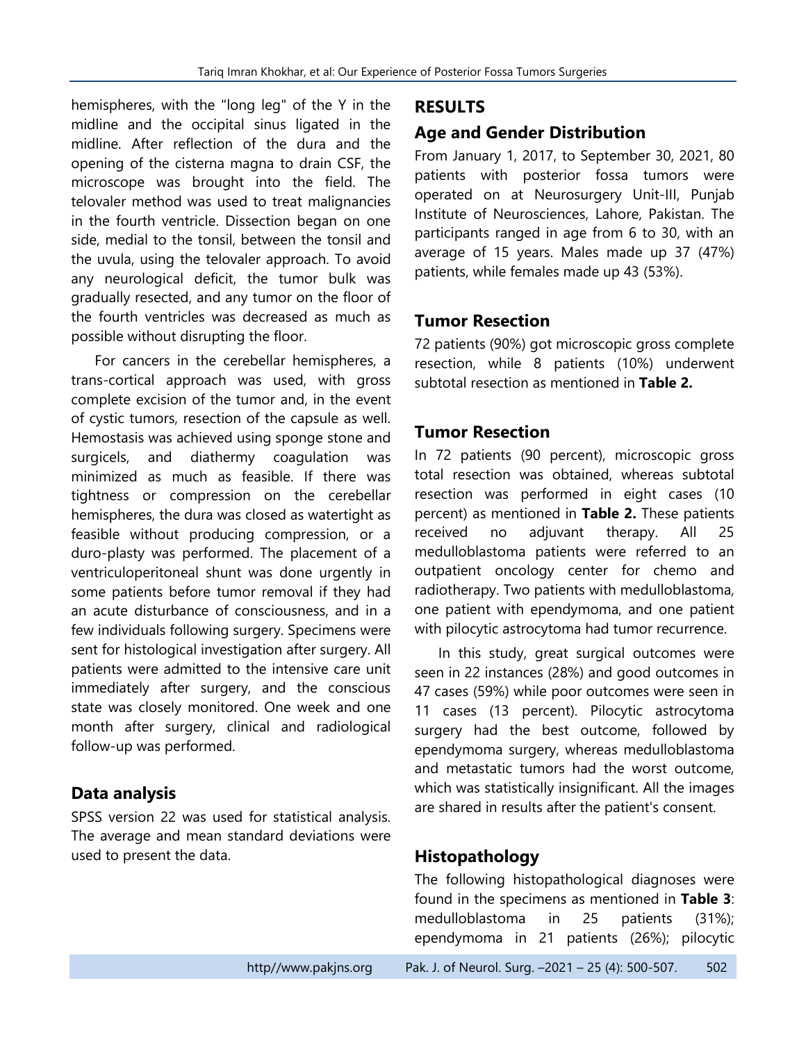hemispheres, with the "long leg" of the Y in the midline and the occipital sinus ligated in the midline. After reflection of the dura and the opening of the cisterna magna to drain CSF, the microscope was brought into the field. The telovaler method was used to treat malignancies in the fourth ventricle. Dissection began on one side, medial to the tonsil, between the tonsil and the uvula, using the telovaler approach. To avoid any neurological deficit, the tumor bulk was gradually resected, and any tumor on the floor of the fourth ventricles was decreased as much as possible without disrupting the floor.

For cancers in the cerebellar hemispheres, a trans-cortical approach was used, with gross complete excision of the tumor and, in the event of cystic tumors, resection of the capsule as well. Hemostasis was achieved using sponge stone and surgicels, and diathermy coagulation was minimized as much as feasible. If there was tightness or compression on the cerebellar hemispheres, the dura was closed as watertight as feasible without producing compression, or a duro-plasty was performed. The placement of a ventriculoperitoneal shunt was done urgently in some patients before tumor removal if they had an acute disturbance of consciousness, and in a few individuals following surgery. Specimens were sent for histological investigation after surgery. All patients were admitted to the intensive care unit immediately after surgery, and the conscious state was closely monitored. One week and one month after surgery, clinical and radiological follow-up was performed.

## Data analysis

SPSS version 22 was used for statistical analysis. The average and mean standard deviations were used to present the data.

# RESULTS

## Age and Gender Distribution

From January 1, 2017, to September 30, 2021, 80 patients with posterior fossa tumors were operated on at Neurosurgery Unit-III, Punjab Institute of Neurosciences, Lahore, Pakistan. The participants ranged in age from 6 to 30, with an average of 15 years. Males made up 37 (47%) patients, while females made up 43 (53%).

## Tumor Resection

72 patients (90%) got microscopic gross complete resection, while 8 patients (10%) underwent subtotal resection as mentioned in **Table 2.**

## Tumor Resection

In 72 patients (90 percent), microscopic gross total resection was obtained, whereas subtotal resection was performed in eight cases (10 percent) as mentioned in **Table 2.** These patients received no adjuvant therapy. All 25 medulloblastoma patients were referred to an outpatient oncology center for chemo and radiotherapy. Two patients with medulloblastoma, one patient with ependymoma, and one patient with pilocytic astrocytoma had tumor recurrence.

In this study, great surgical outcomes were seen in 22 instances (28%) and good outcomes in 47 cases (59%) while poor outcomes were seen in 11 cases (13 percent). Pilocytic astrocytoma surgery had the best outcome, followed by ependymoma surgery, whereas medulloblastoma and metastatic tumors had the worst outcome, which was statistically insignificant. All the images are shared in results after the patient's consent.

## Histopathology

The following histopathological diagnoses were found in the specimens as mentioned in **Table 3**: medulloblastoma in 25 patients (31%); ependymoma in 21 patients (26%); pilocytic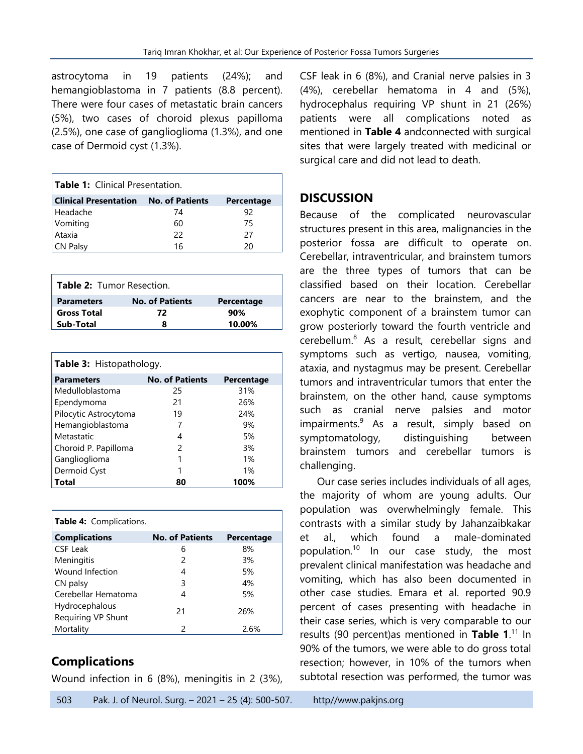astrocytoma in 19 patients (24%); and hemangioblastoma in 7 patients (8.8 percent). There were four cases of metastatic brain cancers (5%), two cases of choroid plexus papilloma (2.5%), one case of ganglioglioma (1.3%), and one case of Dermoid cyst (1.3%).

**Table 1:** Clinical Presentation.

| Clinical Presentation | No. of Patients | Percentage |
|---|---|---|
| Headache | 74 | 92 |
| Vomiting | 60 | 75 |
| Ataxia | 22 | 27 |
| CN Palsy | 16 | 20 |

**Table 2:** Tumor Resection.

| Parameters | No. of Patients | Percentage |
|---|---|---|
| **Gross Total** | **72** | **90%** |
| **Sub-Total** | **8** | **10.00%** |

**Table 3:** Histopathology.

| Parameters | No. of Patients | Percentage |
|---|---|---|
| Medulloblastoma | 25 | 31% |
| Ependymoma | 21 | 26% |
| Pilocytic Astrocytoma | 19 | 24% |
| Hemangioblastoma | 7 | 9% |
| Metastatic | 4 | 5% |
| Choroid P. Papilloma | 2 | 3% |
| Ganglioglioma | 1 | 1% |
| Dermoid Cyst | 1 | 1% |
| **Total** | **80** | **100%** |

**Table 4:** Complications.

| Complications | No. of Patients | Percentage |
|---|---|---|
| CSF Leak | 6 | 8% |
| Meningitis | 2 | 3% |
| Wound Infection | 4 | 5% |
| CN palsy | 3 | 4% |
| Cerebellar Hematoma | 4 | 5% |
| Hydrocephalous Requiring VP Shunt | 21 | 26% |
| Mortality | 2 | 2.6% |

## Complications

Wound infection in 6 (8%), meningitis in 2 (3%), CSF leak in 6 (8%), and Cranial nerve palsies in 3 (4%), cerebellar hematoma in 4 and (5%), hydrocephalus requiring VP shunt in 21 (26%) patients were all complications noted as mentioned in **Table 4** andconnected with surgical sites that were largely treated with medicinal or surgical care and did not lead to death.

## DISCUSSION

Because of the complicated neurovascular structures present in this area, malignancies in the posterior fossa are difficult to operate on. Cerebellar, intraventricular, and brainstem tumors are the three types of tumors that can be classified based on their location. Cerebellar cancers are near to the brainstem, and the exophytic component of a brainstem tumor can grow posteriorly toward the fourth ventricle and cerebellum.[8] As a result, cerebellar signs and symptoms such as vertigo, nausea, vomiting, ataxia, and nystagmus may be present. Cerebellar tumors and intraventricular tumors that enter the brainstem, on the other hand, cause symptoms such as cranial nerve palsies and motor impairments.[9] As a result, simply based on symptomatology, distinguishing between brainstem tumors and cerebellar tumors is challenging.

Our case series includes individuals of all ages, the majority of whom are young adults. Our population was overwhelmingly female. This contrasts with a similar study by Jahanzaibkakar et al., which found a male-dominated population.[10] In our case study, the most prevalent clinical manifestation was headache and vomiting, which has also been documented in other case studies. Emara et al. reported 90.9 percent of cases presenting with headache in their case series, which is very comparable to our results (90 percent)as mentioned in **Table 1**.[11] In 90% of the tumors, we were able to do gross total resection; however, in 10% of the tumors when subtotal resection was performed, the tumor was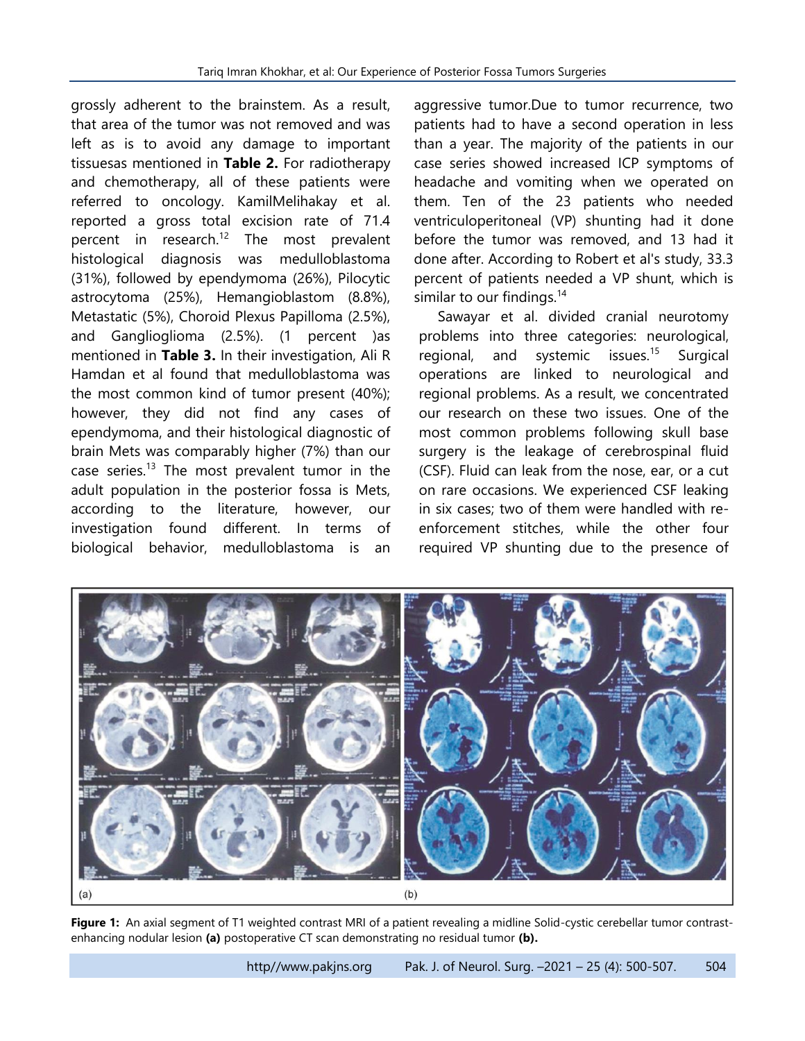grossly adherent to the brainstem. As a result, that area of the tumor was not removed and was left as is to avoid any damage to important tissuesas mentioned in **Table 2.** For radiotherapy and chemotherapy, all of these patients were referred to oncology. KamilMelihakay et al. reported a gross total excision rate of 71.4 percent in research.[12] The most prevalent histological diagnosis was medulloblastoma (31%), followed by ependymoma (26%), Pilocytic astrocytoma (25%), Hemangioblastom (8.8%), Metastatic (5%), Choroid Plexus Papilloma (2.5%), and Ganglioglioma (2.5%). (1 percent )as mentioned in **Table 3.** In their investigation, Ali R Hamdan et al found that medulloblastoma was the most common kind of tumor present (40%); however, they did not find any cases of ependymoma, and their histological diagnostic of brain Mets was comparably higher (7%) than our case series.[13] The most prevalent tumor in the adult population in the posterior fossa is Mets, according to the literature, however, our investigation found different. In terms of biological behavior, medulloblastoma is an aggressive tumor.Due to tumor recurrence, two patients had to have a second operation in less than a year. The majority of the patients in our case series showed increased ICP symptoms of headache and vomiting when we operated on them. Ten of the 23 patients who needed ventriculoperitoneal (VP) shunting had it done before the tumor was removed, and 13 had it done after. According to Robert et al's study, 33.3 percent of patients needed a VP shunt, which is similar to our findings.[14]

Sawayar et al. divided cranial neurotomy problems into three categories: neurological, regional, and systemic issues.[15] Surgical operations are linked to neurological and regional problems. As a result, we concentrated our research on these two issues. One of the most common problems following skull base surgery is the leakage of cerebrospinal fluid (CSF). Fluid can leak from the nose, ear, or a cut on rare occasions. We experienced CSF leaking in six cases; two of them were handled with re-enforcement stitches, while the other four required VP shunting due to the presence of

**Figure 1:** An axial segment of T1 weighted contrast MRI of a patient revealing a midline Solid-cystic cerebellar tumor contrast-enhancing nodular lesion **(a)** postoperative CT scan demonstrating no residual tumor **(b).**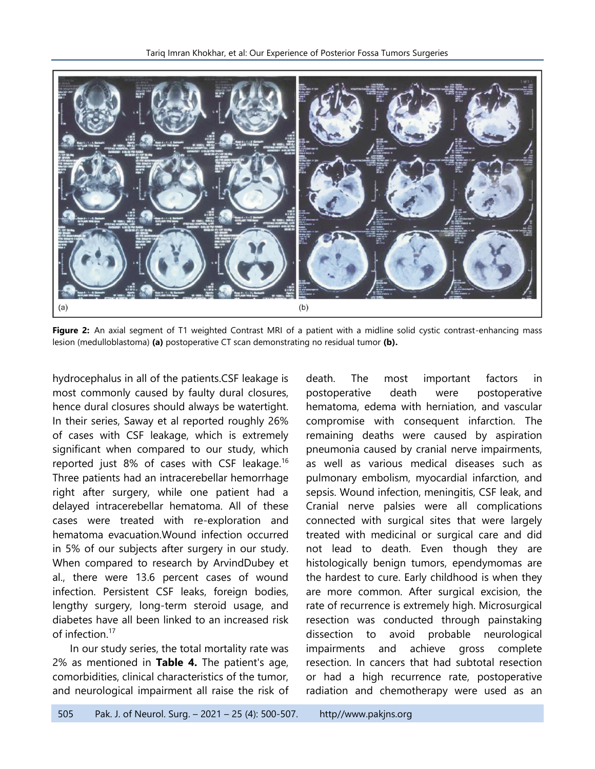**Figure 2:** An axial segment of T1 weighted Contrast MRI of a patient with a midline solid cystic contrast-enhancing mass lesion (medulloblastoma) **(a)** postoperative CT scan demonstrating no residual tumor **(b).**

hydrocephalus in all of the patients.CSF leakage is most commonly caused by faulty dural closures, hence dural closures should always be watertight. In their series, Saway et al reported roughly 26% of cases with CSF leakage, which is extremely significant when compared to our study, which reported just 8% of cases with CSF leakage.[16] Three patients had an intracerebellar hemorrhage right after surgery, while one patient had a delayed intracerebellar hematoma. All of these cases were treated with re-exploration and hematoma evacuation.Wound infection occurred in 5% of our subjects after surgery in our study. When compared to research by ArvindDubey et al., there were 13.6 percent cases of wound infection. Persistent CSF leaks, foreign bodies, lengthy surgery, long-term steroid usage, and diabetes have all been linked to an increased risk of infection.[17]

In our study series, the total mortality rate was 2% as mentioned in **Table 4.** The patient's age, comorbidities, clinical characteristics of the tumor, and neurological impairment all raise the risk of death. The most important factors in postoperative death were postoperative hematoma, edema with herniation, and vascular compromise with consequent infarction. The remaining deaths were caused by aspiration pneumonia caused by cranial nerve impairments, as well as various medical diseases such as pulmonary embolism, myocardial infarction, and sepsis. Wound infection, meningitis, CSF leak, and Cranial nerve palsies were all complications connected with surgical sites that were largely treated with medicinal or surgical care and did not lead to death. Even though they are histologically benign tumors, ependymomas are the hardest to cure. Early childhood is when they are more common. After surgical excision, the rate of recurrence is extremely high. Microsurgical resection was conducted through painstaking dissection to avoid probable neurological impairments and achieve gross complete resection. In cancers that had subtotal resection or had a high recurrence rate, postoperative radiation and chemotherapy were used as an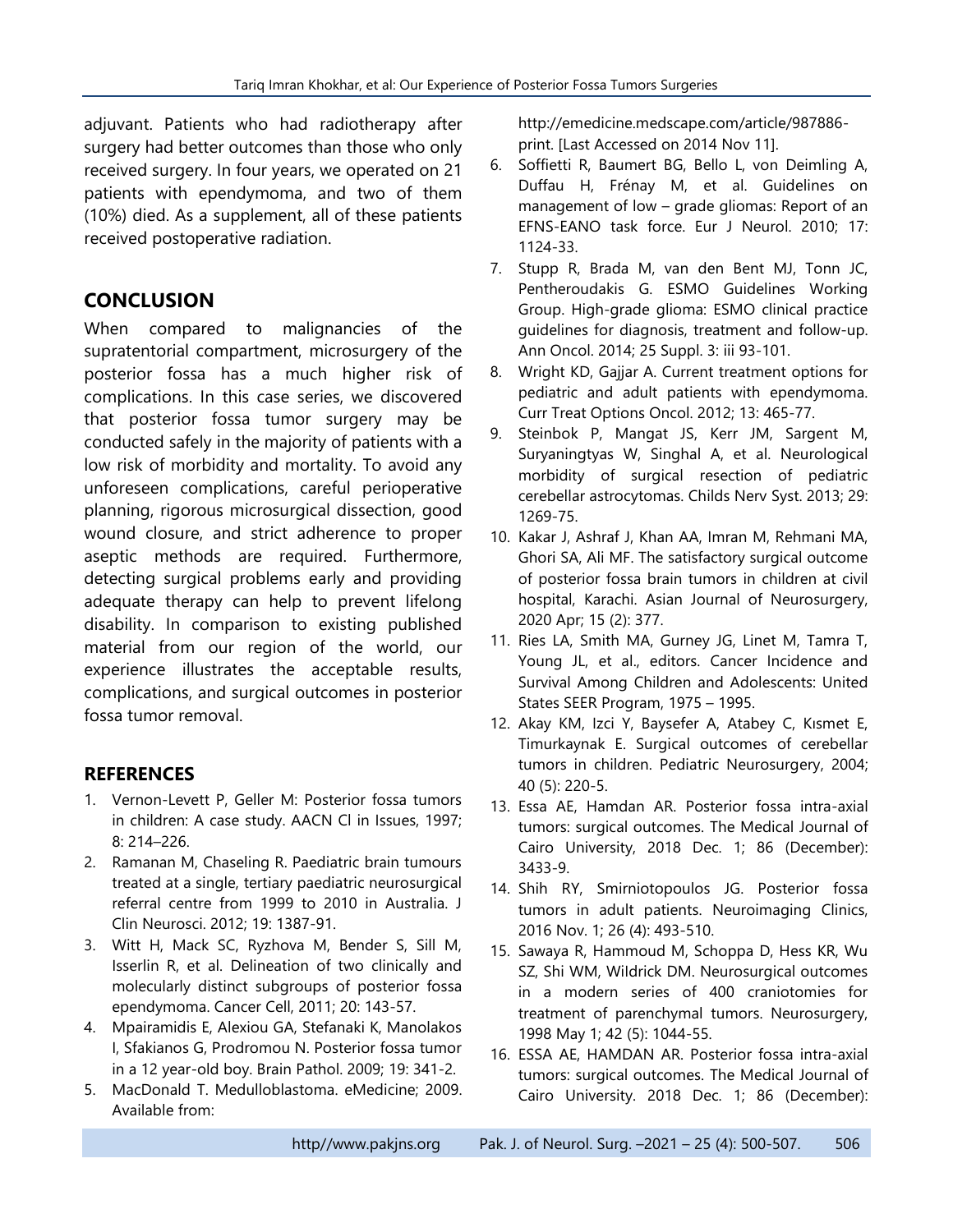adjuvant. Patients who had radiotherapy after surgery had better outcomes than those who only received surgery. In four years, we operated on 21 patients with ependymoma, and two of them (10%) died. As a supplement, all of these patients received postoperative radiation.

## CONCLUSION

When compared to malignancies of the supratentorial compartment, microsurgery of the posterior fossa has a much higher risk of complications. In this case series, we discovered that posterior fossa tumor surgery may be conducted safely in the majority of patients with a low risk of morbidity and mortality. To avoid any unforeseen complications, careful perioperative planning, rigorous microsurgical dissection, good wound closure, and strict adherence to proper aseptic methods are required. Furthermore, detecting surgical problems early and providing adequate therapy can help to prevent lifelong disability. In comparison to existing published material from our region of the world, our experience illustrates the acceptable results, complications, and surgical outcomes in posterior fossa tumor removal.

### REFERENCES

1. Vernon-Levett P, Geller M: Posterior fossa tumors in children: A case study. AACN Cl in Issues, 1997; 8: 214–226.
2. Ramanan M, Chaseling R. Paediatric brain tumours treated at a single, tertiary paediatric neurosurgical referral centre from 1999 to 2010 in Australia. J Clin Neurosci. 2012; 19: 1387-91.
3. Witt H, Mack SC, Ryzhova M, Bender S, Sill M, Isserlin R, et al. Delineation of two clinically and molecularly distinct subgroups of posterior fossa ependymoma. Cancer Cell, 2011; 20: 143-57.
4. Mpairamidis E, Alexiou GA, Stefanaki K, Manolakos I, Sfakianos G, Prodromou N. Posterior fossa tumor in a 12 year-old boy. Brain Pathol. 2009; 19: 341-2.
5. MacDonald T. Medulloblastoma. eMedicine; 2009. Available from: http://emedicine.medscape.com/article/987886-print. [Last Accessed on 2014 Nov 11].
6. Soffietti R, Baumert BG, Bello L, von Deimling A, Duffau H, Frénay M, et al. Guidelines on management of low – grade gliomas: Report of an EFNS-EANO task force. Eur J Neurol. 2010; 17: 1124-33.
7. Stupp R, Brada M, van den Bent MJ, Tonn JC, Pentheroudakis G. ESMO Guidelines Working Group. High-grade glioma: ESMO clinical practice guidelines for diagnosis, treatment and follow-up. Ann Oncol. 2014; 25 Suppl. 3: iii 93-101.
8. Wright KD, Gajjar A. Current treatment options for pediatric and adult patients with ependymoma. Curr Treat Options Oncol. 2012; 13: 465-77.
9. Steinbok P, Mangat JS, Kerr JM, Sargent M, Suryaningtyas W, Singhal A, et al. Neurological morbidity of surgical resection of pediatric cerebellar astrocytomas. Childs Nerv Syst. 2013; 29: 1269-75.
10. Kakar J, Ashraf J, Khan AA, Imran M, Rehmani MA, Ghori SA, Ali MF. The satisfactory surgical outcome of posterior fossa brain tumors in children at civil hospital, Karachi. Asian Journal of Neurosurgery, 2020 Apr; 15 (2): 377.
11. Ries LA, Smith MA, Gurney JG, Linet M, Tamra T, Young JL, et al., editors. Cancer Incidence and Survival Among Children and Adolescents: United States SEER Program, 1975 – 1995.
12. Akay KM, Izci Y, Baysefer A, Atabey C, Kısmet E, Timurkaynak E. Surgical outcomes of cerebellar tumors in children. Pediatric Neurosurgery, 2004; 40 (5): 220-5.
13. Essa AE, Hamdan AR. Posterior fossa intra-axial tumors: surgical outcomes. The Medical Journal of Cairo University, 2018 Dec. 1; 86 (December): 3433-9.
14. Shih RY, Smirniotopoulos JG. Posterior fossa tumors in adult patients. Neuroimaging Clinics, 2016 Nov. 1; 26 (4): 493-510.
15. Sawaya R, Hammoud M, Schoppa D, Hess KR, Wu SZ, Shi WM, Wildrick DM. Neurosurgical outcomes in a modern series of 400 craniotomies for treatment of parenchymal tumors. Neurosurgery, 1998 May 1; 42 (5): 1044-55.
16. ESSA AE, HAMDAN AR. Posterior fossa intra-axial tumors: surgical outcomes. The Medical Journal of Cairo University. 2018 Dec. 1; 86 (December):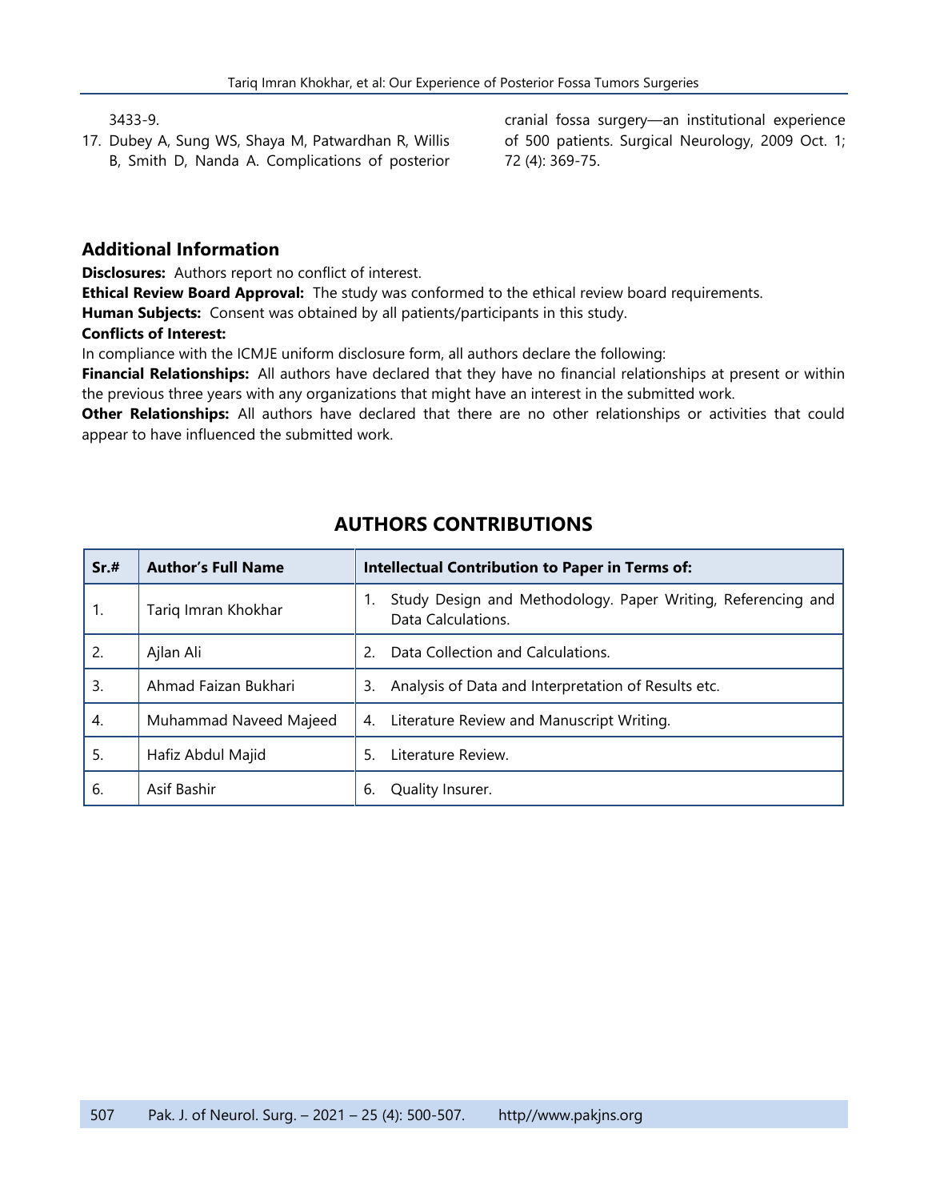3433-9.

17. Dubey A, Sung WS, Shaya M, Patwardhan R, Willis B, Smith D, Nanda A. Complications of posterior cranial fossa surgery—an institutional experience of 500 patients. Surgical Neurology, 2009 Oct. 1; 72 (4): 369-75.

## Additional Information

**Disclosures:** Authors report no conflict of interest.

**Ethical Review Board Approval:** The study was conformed to the ethical review board requirements.

**Human Subjects:** Consent was obtained by all patients/participants in this study.

**Conflicts of Interest:**

In compliance with the ICMJE uniform disclosure form, all authors declare the following:

**Financial Relationships:** All authors have declared that they have no financial relationships at present or within the previous three years with any organizations that might have an interest in the submitted work.

**Other Relationships:** All authors have declared that there are no other relationships or activities that could appear to have influenced the submitted work.

## AUTHORS CONTRIBUTIONS

| Sr.# | Author's Full Name | Intellectual Contribution to Paper in Terms of: |
|---|---|---|
| 1. | Tariq Imran Khokhar | 1. Study Design and Methodology. Paper Writing, Referencing and Data Calculations. |
| 2. | Ajlan Ali | 2. Data Collection and Calculations. |
| 3. | Ahmad Faizan Bukhari | 3. Analysis of Data and Interpretation of Results etc. |
| 4. | Muhammad Naveed Majeed | 4. Literature Review and Manuscript Writing. |
| 5. | Hafiz Abdul Majid | 5. Literature Review. |
| 6. | Asif Bashir | 6. Quality Insurer. |